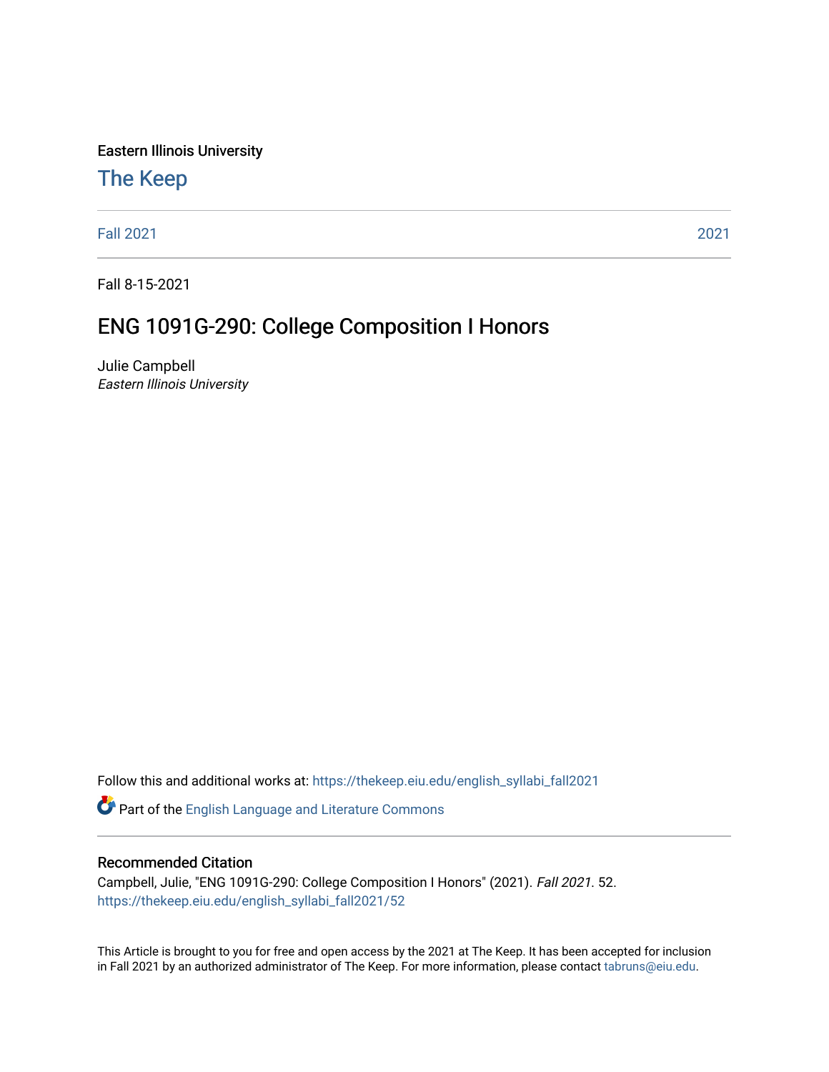Eastern Illinois University

# The Keep

Fall 2021 | 2021

Fall 8-15-2021

## ENG 1091G-290: College Composition I Honors

Julie Campbell
*Eastern Illinois University*

Follow this and additional works at: https://thekeep.eiu.edu/english_syllabi_fall2021

Part of the English Language and Literature Commons

### Recommended Citation

Campbell, Julie, "ENG 1091G-290: College Composition I Honors" (2021). *Fall 2021*. 52.
https://thekeep.eiu.edu/english_syllabi_fall2021/52

This Article is brought to you for free and open access by the 2021 at The Keep. It has been accepted for inclusion in Fall 2021 by an authorized administrator of The Keep. For more information, please contact tabruns@eiu.edu.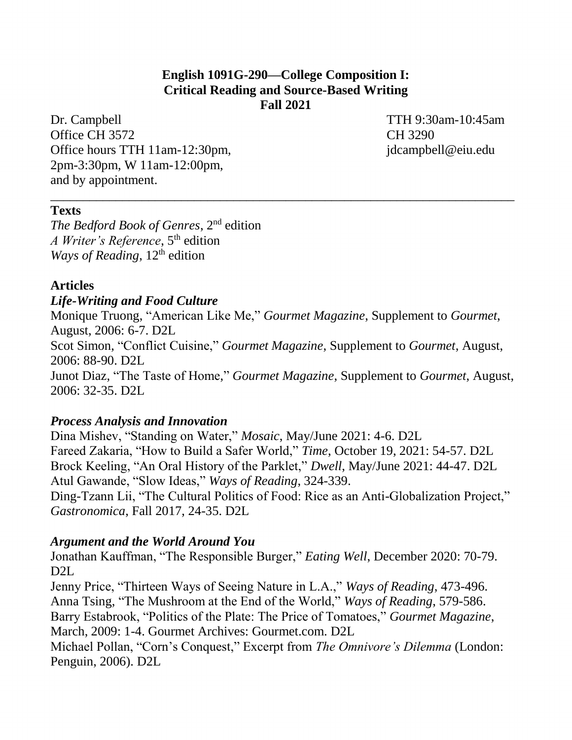**English 1091G-290—College Composition I:**
**Critical Reading and Source-Based Writing**
**Fall 2021**

Dr. Campbell
Office CH 3572
Office hours TTH 11am-12:30pm, 2pm-3:30pm, W 11am-12:00pm, and by appointment.

TTH 9:30am-10:45am
CH 3290
jdcampbell@eiu.edu

---

## Texts

*The Bedford Book of Genres*, 2nd edition
*A Writer's Reference*, 5th edition
*Ways of Reading*, 12th edition

## Articles

### *Life-Writing and Food Culture*

Monique Truong, "American Like Me," *Gourmet Magazine*, Supplement to *Gourmet*, August, 2006: 6-7. D2L
Scot Simon, "Conflict Cuisine," *Gourmet Magazine*, Supplement to *Gourmet*, August, 2006: 88-90. D2L
Junot Diaz, "The Taste of Home," *Gourmet Magazine*, Supplement to *Gourmet*, August, 2006: 32-35. D2L

### *Process Analysis and Innovation*

Dina Mishev, "Standing on Water," *Mosaic*, May/June 2021: 4-6. D2L
Fareed Zakaria, "How to Build a Safer World," *Time*, October 19, 2021: 54-57. D2L
Brock Keeling, "An Oral History of the Parklet," *Dwell*, May/June 2021: 44-47. D2L
Atul Gawande, "Slow Ideas," *Ways of Reading*, 324-339.
Ding-Tzann Lii, "The Cultural Politics of Food: Rice as an Anti-Globalization Project," *Gastronomica*, Fall 2017, 24-35. D2L

### *Argument and the World Around You*

Jonathan Kauffman, "The Responsible Burger," *Eating Well*, December 2020: 70-79. D2L
Jenny Price, "Thirteen Ways of Seeing Nature in L.A.," *Ways of Reading*, 473-496.
Anna Tsing, "The Mushroom at the End of the World," *Ways of Reading*, 579-586.
Barry Estabrook, "Politics of the Plate: The Price of Tomatoes," *Gourmet Magazine*, March, 2009: 1-4. Gourmet Archives: Gourmet.com. D2L
Michael Pollan, "Corn's Conquest," Excerpt from *The Omnivore's Dilemma* (London: Penguin, 2006). D2L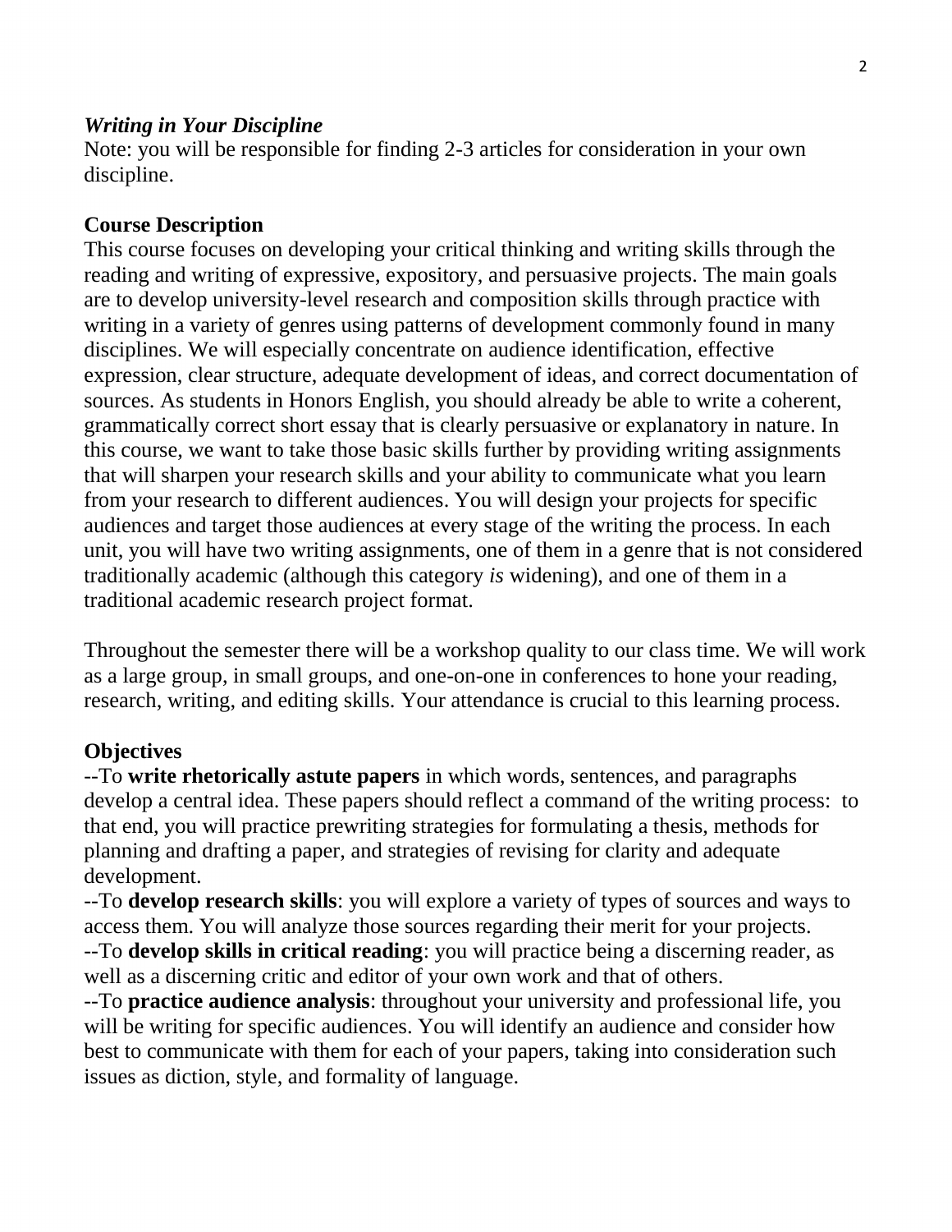***Writing in Your Discipline***

Note: you will be responsible for finding 2-3 articles for consideration in your own discipline.

## Course Description

This course focuses on developing your critical thinking and writing skills through the reading and writing of expressive, expository, and persuasive projects. The main goals are to develop university-level research and composition skills through practice with writing in a variety of genres using patterns of development commonly found in many disciplines. We will especially concentrate on audience identification, effective expression, clear structure, adequate development of ideas, and correct documentation of sources. As students in Honors English, you should already be able to write a coherent, grammatically correct short essay that is clearly persuasive or explanatory in nature. In this course, we want to take those basic skills further by providing writing assignments that will sharpen your research skills and your ability to communicate what you learn from your research to different audiences. You will design your projects for specific audiences and target those audiences at every stage of the writing the process. In each unit, you will have two writing assignments, one of them in a genre that is not considered traditionally academic (although this category *is* widening), and one of them in a traditional academic research project format.

Throughout the semester there will be a workshop quality to our class time. We will work as a large group, in small groups, and one-on-one in conferences to hone your reading, research, writing, and editing skills. Your attendance is crucial to this learning process.

## Objectives

--To **write rhetorically astute papers** in which words, sentences, and paragraphs develop a central idea. These papers should reflect a command of the writing process: to that end, you will practice prewriting strategies for formulating a thesis, methods for planning and drafting a paper, and strategies of revising for clarity and adequate development.

--To **develop research skills**: you will explore a variety of types of sources and ways to access them. You will analyze those sources regarding their merit for your projects.

--To **develop skills in critical reading**: you will practice being a discerning reader, as well as a discerning critic and editor of your own work and that of others.

--To **practice audience analysis**: throughout your university and professional life, you will be writing for specific audiences. You will identify an audience and consider how best to communicate with them for each of your papers, taking into consideration such issues as diction, style, and formality of language.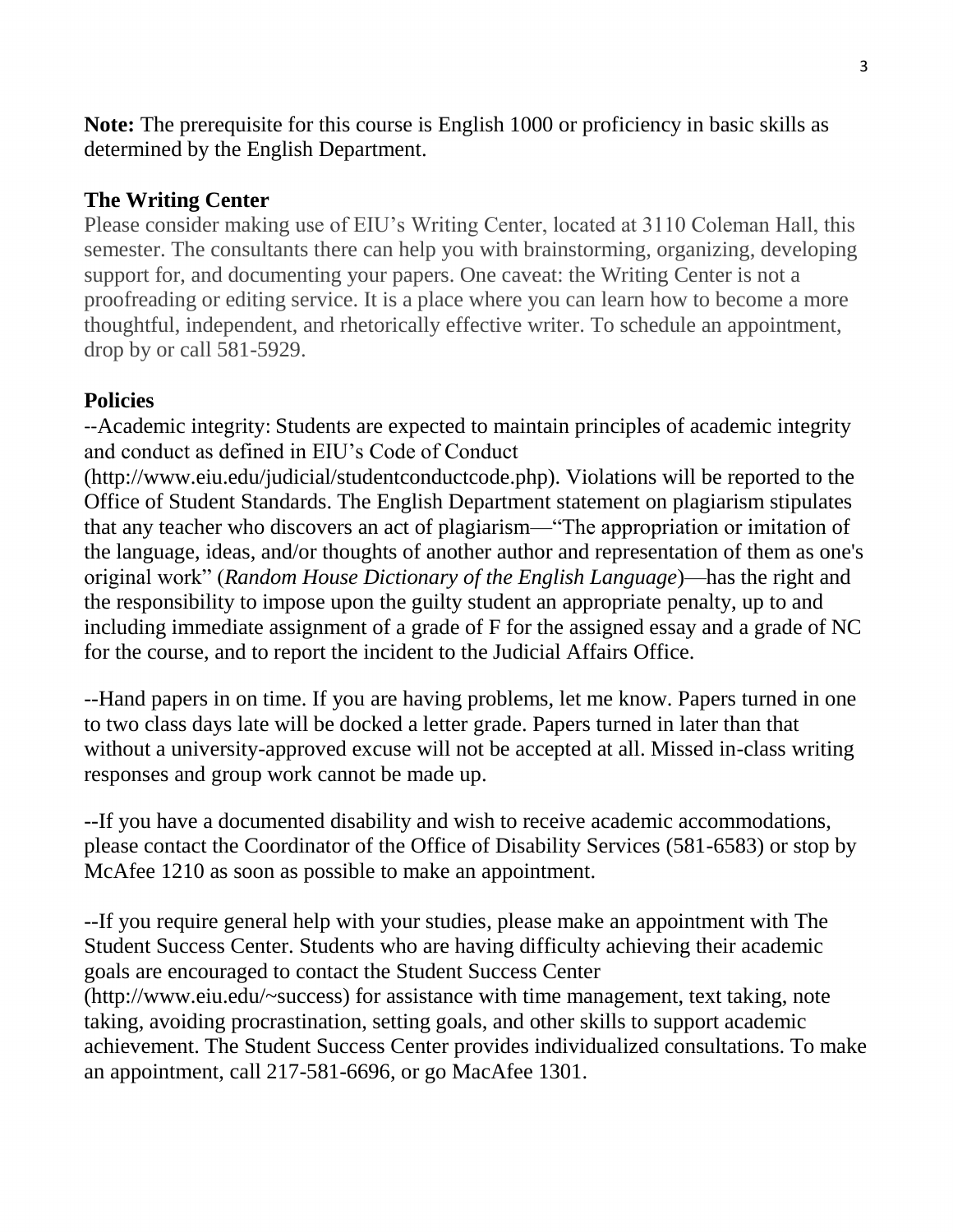**Note:** The prerequisite for this course is English 1000 or proficiency in basic skills as determined by the English Department.

## The Writing Center

Please consider making use of EIU's Writing Center, located at 3110 Coleman Hall, this semester. The consultants there can help you with brainstorming, organizing, developing support for, and documenting your papers. One caveat: the Writing Center is not a proofreading or editing service. It is a place where you can learn how to become a more thoughtful, independent, and rhetorically effective writer. To schedule an appointment, drop by or call 581-5929.

## Policies

--Academic integrity: Students are expected to maintain principles of academic integrity and conduct as defined in EIU's Code of Conduct (http://www.eiu.edu/judicial/studentconductcode.php). Violations will be reported to the Office of Student Standards. The English Department statement on plagiarism stipulates that any teacher who discovers an act of plagiarism—"The appropriation or imitation of the language, ideas, and/or thoughts of another author and representation of them as one's original work" (*Random House Dictionary of the English Language*)—has the right and the responsibility to impose upon the guilty student an appropriate penalty, up to and including immediate assignment of a grade of F for the assigned essay and a grade of NC for the course, and to report the incident to the Judicial Affairs Office.

--Hand papers in on time. If you are having problems, let me know. Papers turned in one to two class days late will be docked a letter grade. Papers turned in later than that without a university-approved excuse will not be accepted at all. Missed in-class writing responses and group work cannot be made up.

--If you have a documented disability and wish to receive academic accommodations, please contact the Coordinator of the Office of Disability Services (581-6583) or stop by McAfee 1210 as soon as possible to make an appointment.

--If you require general help with your studies, please make an appointment with The Student Success Center. Students who are having difficulty achieving their academic goals are encouraged to contact the Student Success Center (http://www.eiu.edu/~success) for assistance with time management, text taking, note taking, avoiding procrastination, setting goals, and other skills to support academic achievement. The Student Success Center provides individualized consultations. To make an appointment, call 217-581-6696, or go MacAfee 1301.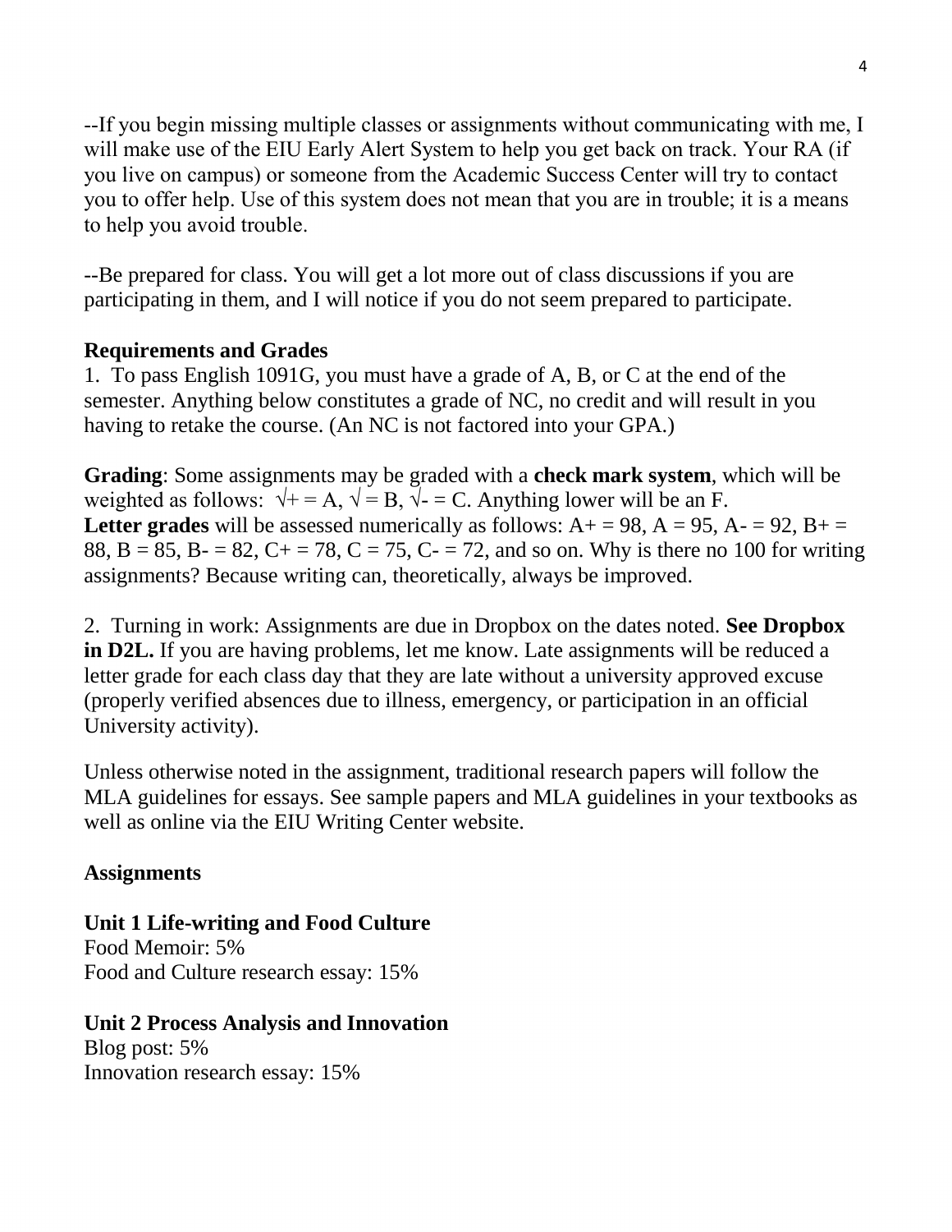--If you begin missing multiple classes or assignments without communicating with me, I will make use of the EIU Early Alert System to help you get back on track. Your RA (if you live on campus) or someone from the Academic Success Center will try to contact you to offer help. Use of this system does not mean that you are in trouble; it is a means to help you avoid trouble.

--Be prepared for class. You will get a lot more out of class discussions if you are participating in them, and I will notice if you do not seem prepared to participate.

**Requirements and Grades**

1. To pass English 1091G, you must have a grade of A, B, or C at the end of the semester. Anything below constitutes a grade of NC, no credit and will result in you having to retake the course. (An NC is not factored into your GPA.)

**Grading**: Some assignments may be graded with a **check mark system**, which will be weighted as follows: √+ = A, √ = B, √- = C. Anything lower will be an F.
**Letter grades** will be assessed numerically as follows: A+ = 98, A = 95, A- = 92, B+ = 88, B = 85, B- = 82, C+ = 78, C = 75, C- = 72, and so on. Why is there no 100 for writing assignments? Because writing can, theoretically, always be improved.

2. Turning in work: Assignments are due in Dropbox on the dates noted. **See Dropbox in D2L.** If you are having problems, let me know. Late assignments will be reduced a letter grade for each class day that they are late without a university approved excuse (properly verified absences due to illness, emergency, or participation in an official University activity).

Unless otherwise noted in the assignment, traditional research papers will follow the MLA guidelines for essays. See sample papers and MLA guidelines in your textbooks as well as online via the EIU Writing Center website.

**Assignments**

**Unit 1 Life-writing and Food Culture**
Food Memoir: 5%
Food and Culture research essay: 15%

**Unit 2 Process Analysis and Innovation**
Blog post: 5%
Innovation research essay: 15%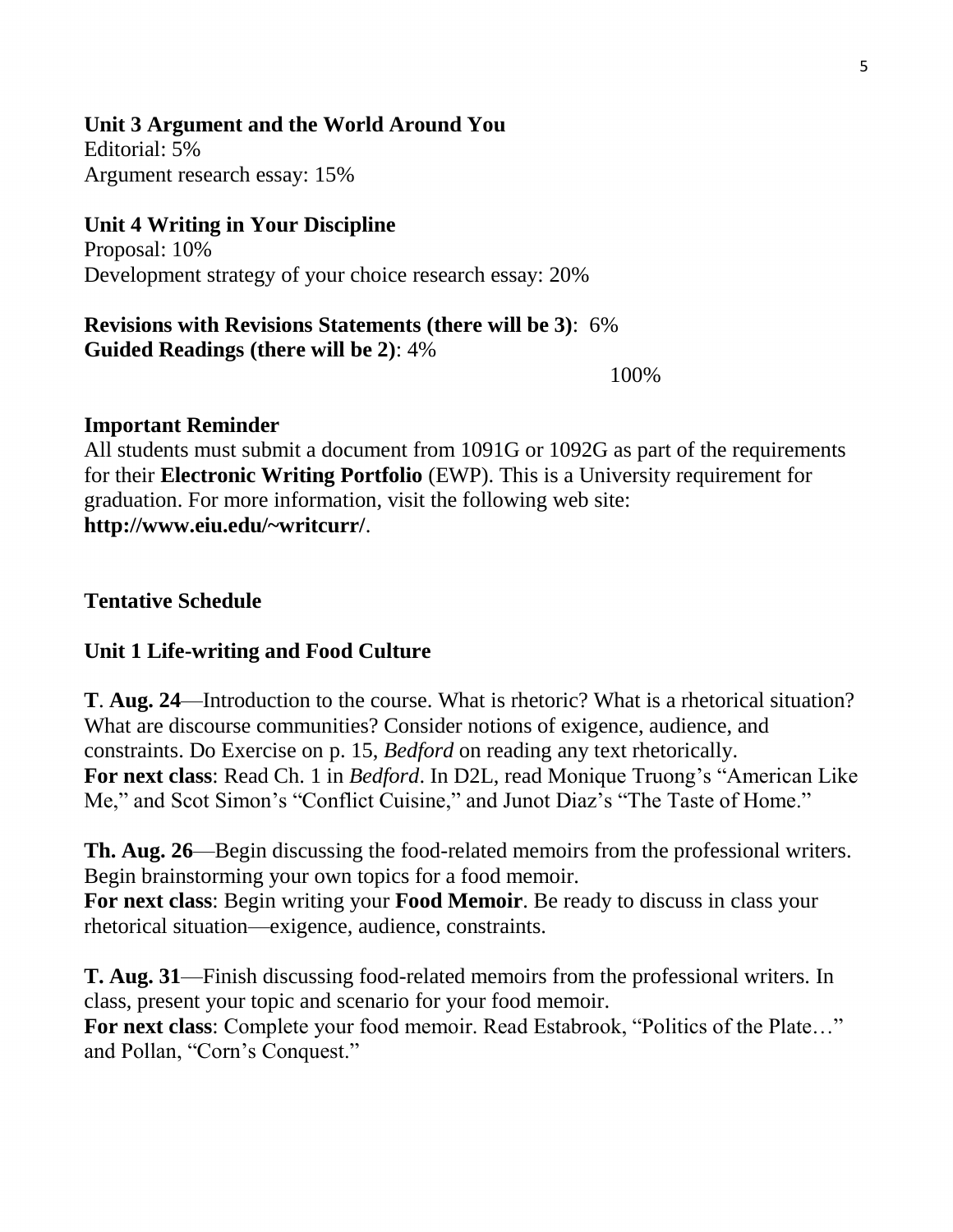### Unit 3 Argument and the World Around You

Editorial: 5%
Argument research essay: 15%

### Unit 4 Writing in Your Discipline

Proposal: 10%
Development strategy of your choice research essay: 20%

**Revisions with Revisions Statements (there will be 3)**: 6%
**Guided Readings (there will be 2)**: 4%

100%

### Important Reminder

All students must submit a document from 1091G or 1092G as part of the requirements for their **Electronic Writing Portfolio** (EWP). This is a University requirement for graduation. For more information, visit the following web site: **http://www.eiu.edu/~writcurr/**.

## Tentative Schedule

### Unit 1 Life-writing and Food Culture

**T**. **Aug. 24**—Introduction to the course. What is rhetoric? What is a rhetorical situation? What are discourse communities? Consider notions of exigence, audience, and constraints. Do Exercise on p. 15, *Bedford* on reading any text rhetorically.
**For next class**: Read Ch. 1 in *Bedford*. In D2L, read Monique Truong's "American Like Me," and Scot Simon's "Conflict Cuisine," and Junot Diaz's "The Taste of Home."

**Th. Aug. 26**—Begin discussing the food-related memoirs from the professional writers. Begin brainstorming your own topics for a food memoir.
**For next class**: Begin writing your **Food Memoir**. Be ready to discuss in class your rhetorical situation—exigence, audience, constraints.

**T. Aug. 31**—Finish discussing food-related memoirs from the professional writers. In class, present your topic and scenario for your food memoir.
**For next class**: Complete your food memoir. Read Estabrook, "Politics of the Plate…" and Pollan, "Corn's Conquest."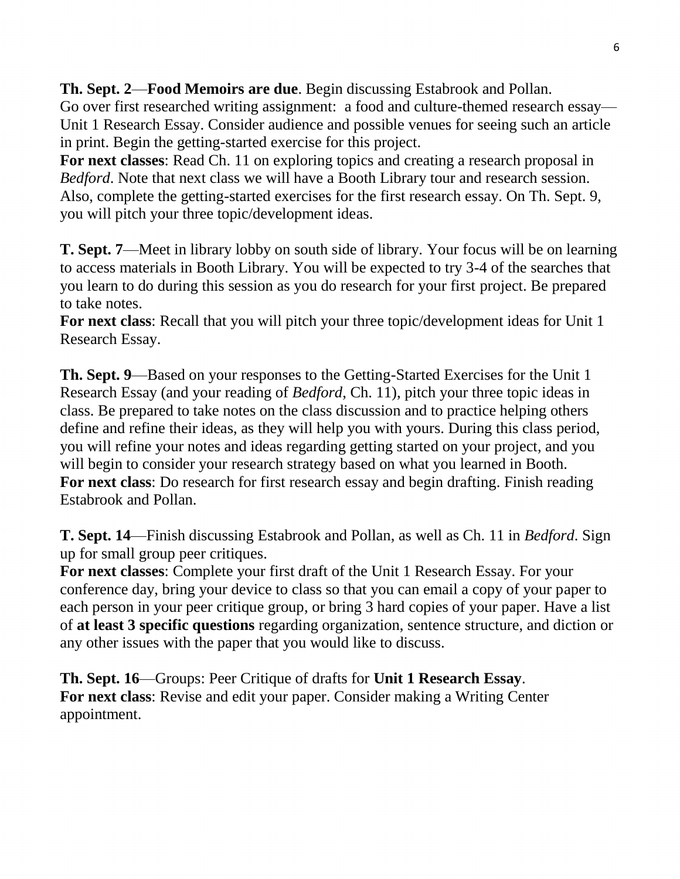**Th. Sept. 2**—**Food Memoirs are due**. Begin discussing Estabrook and Pollan. Go over first researched writing assignment: a food and culture-themed research essay—Unit 1 Research Essay. Consider audience and possible venues for seeing such an article in print. Begin the getting-started exercise for this project.
**For next classes**: Read Ch. 11 on exploring topics and creating a research proposal in *Bedford*. Note that next class we will have a Booth Library tour and research session. Also, complete the getting-started exercises for the first research essay. On Th. Sept. 9, you will pitch your three topic/development ideas.

**T. Sept. 7**—Meet in library lobby on south side of library. Your focus will be on learning to access materials in Booth Library. You will be expected to try 3-4 of the searches that you learn to do during this session as you do research for your first project. Be prepared to take notes.
**For next class**: Recall that you will pitch your three topic/development ideas for Unit 1 Research Essay.

**Th. Sept. 9**—Based on your responses to the Getting-Started Exercises for the Unit 1 Research Essay (and your reading of *Bedford*, Ch. 11), pitch your three topic ideas in class. Be prepared to take notes on the class discussion and to practice helping others define and refine their ideas, as they will help you with yours. During this class period, you will refine your notes and ideas regarding getting started on your project, and you will begin to consider your research strategy based on what you learned in Booth.
**For next class**: Do research for first research essay and begin drafting. Finish reading Estabrook and Pollan.

**T. Sept. 14**—Finish discussing Estabrook and Pollan, as well as Ch. 11 in *Bedford*. Sign up for small group peer critiques.
**For next classes**: Complete your first draft of the Unit 1 Research Essay. For your conference day, bring your device to class so that you can email a copy of your paper to each person in your peer critique group, or bring 3 hard copies of your paper. Have a list of **at least 3 specific questions** regarding organization, sentence structure, and diction or any other issues with the paper that you would like to discuss.

**Th. Sept. 16**—Groups: Peer Critique of drafts for **Unit 1 Research Essay**.
**For next class**: Revise and edit your paper. Consider making a Writing Center appointment.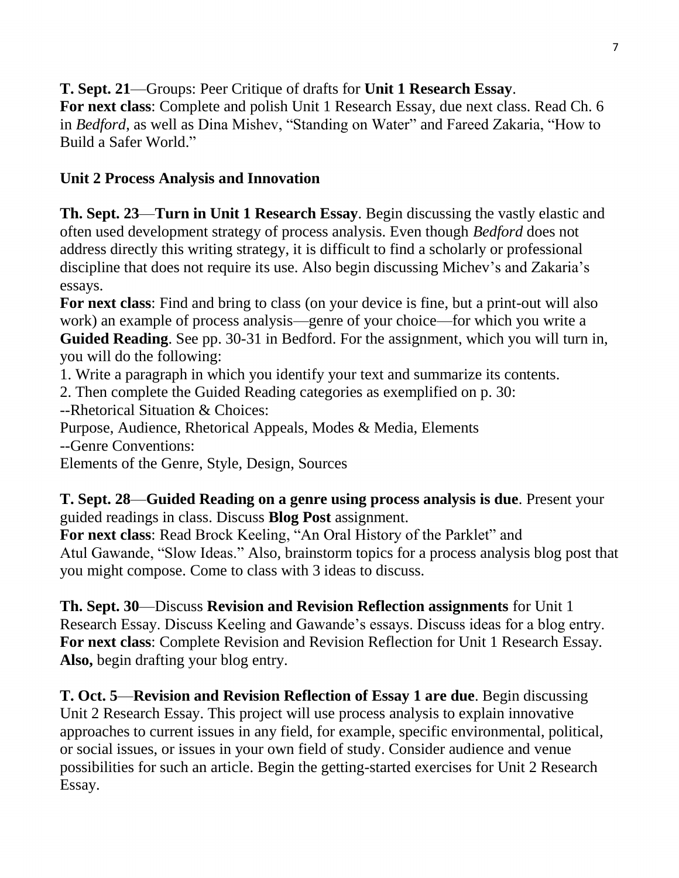**T. Sept. 21**—Groups: Peer Critique of drafts for **Unit 1 Research Essay**.
**For next class**: Complete and polish Unit 1 Research Essay, due next class. Read Ch. 6 in *Bedford*, as well as Dina Mishev, "Standing on Water" and Fareed Zakaria, "How to Build a Safer World."

## Unit 2 Process Analysis and Innovation

**Th. Sept. 23**—**Turn in Unit 1 Research Essay**. Begin discussing the vastly elastic and often used development strategy of process analysis. Even though *Bedford* does not address directly this writing strategy, it is difficult to find a scholarly or professional discipline that does not require its use. Also begin discussing Michev's and Zakaria's essays.
**For next class**: Find and bring to class (on your device is fine, but a print-out will also work) an example of process analysis—genre of your choice—for which you write a **Guided Reading**. See pp. 30-31 in Bedford. For the assignment, which you will turn in, you will do the following:
1. Write a paragraph in which you identify your text and summarize its contents.
2. Then complete the Guided Reading categories as exemplified on p. 30:
--Rhetorical Situation & Choices:
Purpose, Audience, Rhetorical Appeals, Modes & Media, Elements
--Genre Conventions:
Elements of the Genre, Style, Design, Sources

**T. Sept. 28**—**Guided Reading on a genre using process analysis is due**. Present your guided readings in class. Discuss **Blog Post** assignment.
**For next class**: Read Brock Keeling, "An Oral History of the Parklet" and Atul Gawande, "Slow Ideas." Also, brainstorm topics for a process analysis blog post that you might compose. Come to class with 3 ideas to discuss.

**Th. Sept. 30**—Discuss **Revision and Revision Reflection assignments** for Unit 1 Research Essay. Discuss Keeling and Gawande's essays. Discuss ideas for a blog entry.
**For next class**: Complete Revision and Revision Reflection for Unit 1 Research Essay. **Also,** begin drafting your blog entry.

**T. Oct. 5**—**Revision and Revision Reflection of Essay 1 are due**. Begin discussing Unit 2 Research Essay. This project will use process analysis to explain innovative approaches to current issues in any field, for example, specific environmental, political, or social issues, or issues in your own field of study. Consider audience and venue possibilities for such an article. Begin the getting-started exercises for Unit 2 Research Essay.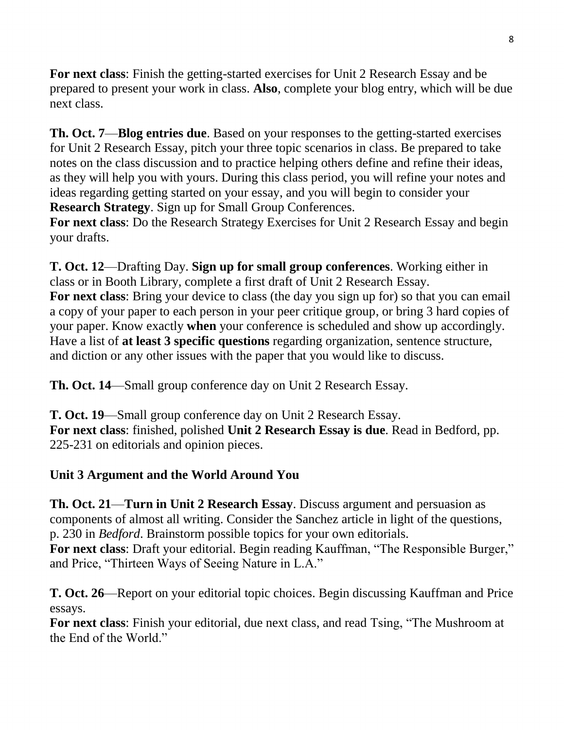**For next class**: Finish the getting-started exercises for Unit 2 Research Essay and be prepared to present your work in class. **Also**, complete your blog entry, which will be due next class.

**Th. Oct. 7**—**Blog entries due**. Based on your responses to the getting-started exercises for Unit 2 Research Essay, pitch your three topic scenarios in class. Be prepared to take notes on the class discussion and to practice helping others define and refine their ideas, as they will help you with yours. During this class period, you will refine your notes and ideas regarding getting started on your essay, and you will begin to consider your **Research Strategy**. Sign up for Small Group Conferences.
**For next class**: Do the Research Strategy Exercises for Unit 2 Research Essay and begin your drafts.

**T. Oct. 12**—Drafting Day. **Sign up for small group conferences**. Working either in class or in Booth Library, complete a first draft of Unit 2 Research Essay.
**For next class**: Bring your device to class (the day you sign up for) so that you can email a copy of your paper to each person in your peer critique group, or bring 3 hard copies of your paper. Know exactly **when** your conference is scheduled and show up accordingly. Have a list of **at least 3 specific questions** regarding organization, sentence structure, and diction or any other issues with the paper that you would like to discuss.

**Th. Oct. 14**—Small group conference day on Unit 2 Research Essay.

**T. Oct. 19**—Small group conference day on Unit 2 Research Essay.
**For next class**: finished, polished **Unit 2 Research Essay is due**. Read in Bedford, pp. 225-231 on editorials and opinion pieces.

## Unit 3 Argument and the World Around You

**Th. Oct. 21**—**Turn in Unit 2 Research Essay**. Discuss argument and persuasion as components of almost all writing. Consider the Sanchez article in light of the questions, p. 230 in *Bedford*. Brainstorm possible topics for your own editorials.
**For next class**: Draft your editorial. Begin reading Kauffman, "The Responsible Burger," and Price, "Thirteen Ways of Seeing Nature in L.A."

**T. Oct. 26**—Report on your editorial topic choices. Begin discussing Kauffman and Price essays.
**For next class**: Finish your editorial, due next class, and read Tsing, "The Mushroom at the End of the World."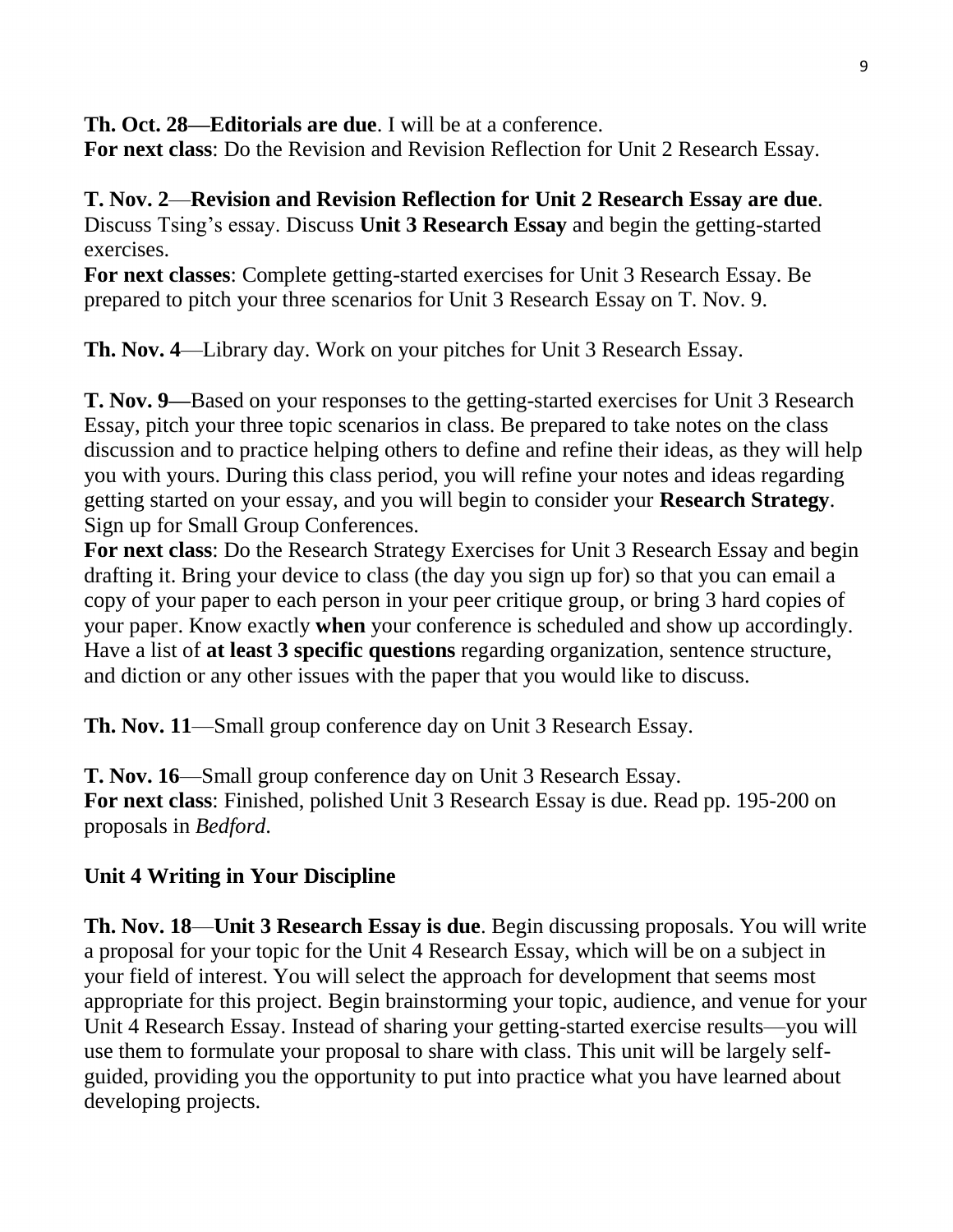**Th. Oct. 28—Editorials are due**. I will be at a conference.
**For next class**: Do the Revision and Revision Reflection for Unit 2 Research Essay.

**T. Nov. 2**—**Revision and Revision Reflection for Unit 2 Research Essay are due**. Discuss Tsing's essay. Discuss **Unit 3 Research Essay** and begin the getting-started exercises.
**For next classes**: Complete getting-started exercises for Unit 3 Research Essay. Be prepared to pitch your three scenarios for Unit 3 Research Essay on T. Nov. 9.

**Th. Nov. 4**—Library day. Work on your pitches for Unit 3 Research Essay.

**T. Nov. 9—**Based on your responses to the getting-started exercises for Unit 3 Research Essay, pitch your three topic scenarios in class. Be prepared to take notes on the class discussion and to practice helping others to define and refine their ideas, as they will help you with yours. During this class period, you will refine your notes and ideas regarding getting started on your essay, and you will begin to consider your **Research Strategy**. Sign up for Small Group Conferences.
**For next class**: Do the Research Strategy Exercises for Unit 3 Research Essay and begin drafting it. Bring your device to class (the day you sign up for) so that you can email a copy of your paper to each person in your peer critique group, or bring 3 hard copies of your paper. Know exactly **when** your conference is scheduled and show up accordingly. Have a list of **at least 3 specific questions** regarding organization, sentence structure, and diction or any other issues with the paper that you would like to discuss.

**Th. Nov. 11**—Small group conference day on Unit 3 Research Essay.

**T. Nov. 16**—Small group conference day on Unit 3 Research Essay.
**For next class**: Finished, polished Unit 3 Research Essay is due. Read pp. 195-200 on proposals in *Bedford*.

## Unit 4 Writing in Your Discipline

**Th. Nov. 18**—**Unit 3 Research Essay is due**. Begin discussing proposals. You will write a proposal for your topic for the Unit 4 Research Essay, which will be on a subject in your field of interest. You will select the approach for development that seems most appropriate for this project. Begin brainstorming your topic, audience, and venue for your Unit 4 Research Essay. Instead of sharing your getting-started exercise results—you will use them to formulate your proposal to share with class. This unit will be largely self-guided, providing you the opportunity to put into practice what you have learned about developing projects.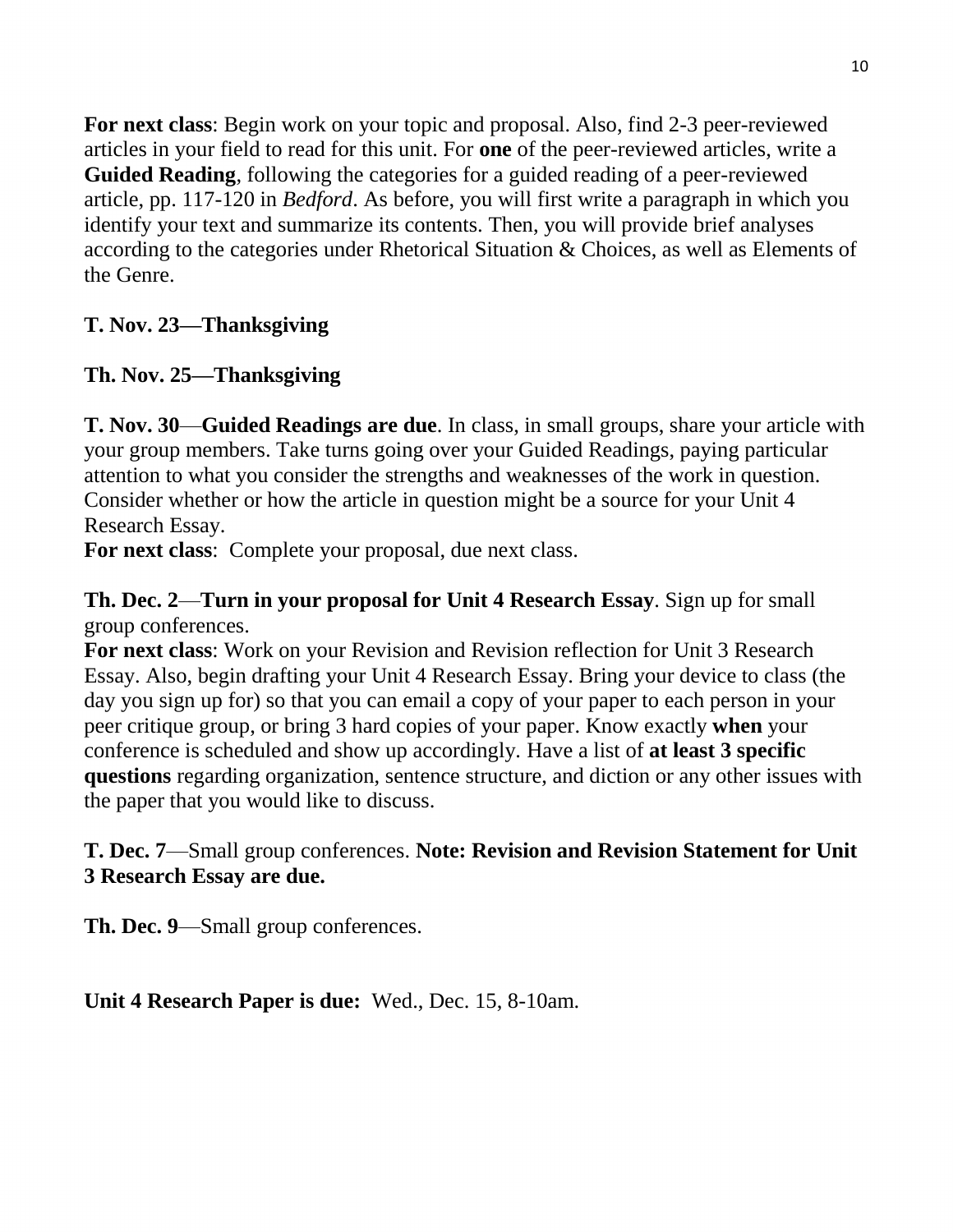**For next class**: Begin work on your topic and proposal. Also, find 2-3 peer-reviewed articles in your field to read for this unit. For **one** of the peer-reviewed articles, write a **Guided Reading**, following the categories for a guided reading of a peer-reviewed article, pp. 117-120 in *Bedford*. As before, you will first write a paragraph in which you identify your text and summarize its contents. Then, you will provide brief analyses according to the categories under Rhetorical Situation & Choices, as well as Elements of the Genre.

**T. Nov. 23—Thanksgiving**

**Th. Nov. 25—Thanksgiving**

**T. Nov. 30**—**Guided Readings are due**. In class, in small groups, share your article with your group members. Take turns going over your Guided Readings, paying particular attention to what you consider the strengths and weaknesses of the work in question. Consider whether or how the article in question might be a source for your Unit 4 Research Essay.
**For next class**: Complete your proposal, due next class.

**Th. Dec. 2**—**Turn in your proposal for Unit 4 Research Essay**. Sign up for small group conferences.
**For next class**: Work on your Revision and Revision reflection for Unit 3 Research Essay. Also, begin drafting your Unit 4 Research Essay. Bring your device to class (the day you sign up for) so that you can email a copy of your paper to each person in your peer critique group, or bring 3 hard copies of your paper. Know exactly **when** your conference is scheduled and show up accordingly. Have a list of **at least 3 specific questions** regarding organization, sentence structure, and diction or any other issues with the paper that you would like to discuss.

**T. Dec. 7**—Small group conferences. **Note: Revision and Revision Statement for Unit 3 Research Essay are due.**

**Th. Dec. 9**—Small group conferences.

**Unit 4 Research Paper is due:** Wed., Dec. 15, 8-10am.